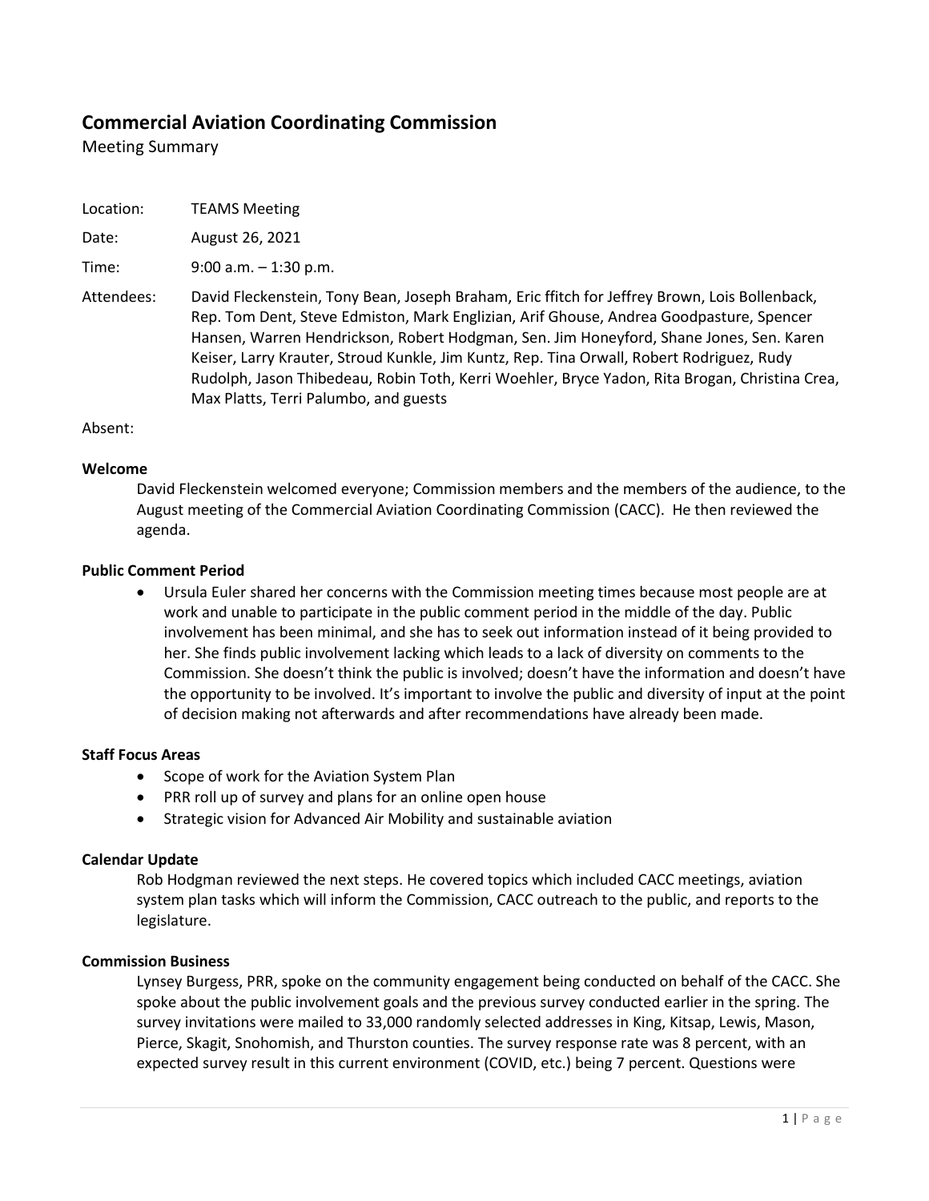# Commercial Aviation Coordinating Commission

Meeting Summary

| | |
|---|---|
| Location: | TEAMS Meeting |
| Date: | August 26, 2021 |
| Time: | 9:00 a.m. – 1:30 p.m. |
| Attendees: | David Fleckenstein, Tony Bean, Joseph Braham, Eric ffitch for Jeffrey Brown, Lois Bollenback, Rep. Tom Dent, Steve Edmiston, Mark Englizian, Arif Ghouse, Andrea Goodpasture, Spencer Hansen, Warren Hendrickson, Robert Hodgman, Sen. Jim Honeyford, Shane Jones, Sen. Karen Keiser, Larry Krauter, Stroud Kunkle, Jim Kuntz, Rep. Tina Orwall, Robert Rodriguez, Rudy Rudolph, Jason Thibedeau, Robin Toth, Kerri Woehler, Bryce Yadon, Rita Brogan, Christina Crea, Max Platts, Terri Palumbo, and guests |
| Absent: | |

**Welcome**

David Fleckenstein welcomed everyone; Commission members and the members of the audience, to the August meeting of the Commercial Aviation Coordinating Commission (CACC). He then reviewed the agenda.

**Public Comment Period**

- Ursula Euler shared her concerns with the Commission meeting times because most people are at work and unable to participate in the public comment period in the middle of the day. Public involvement has been minimal, and she has to seek out information instead of it being provided to her. She finds public involvement lacking which leads to a lack of diversity on comments to the Commission. She doesn't think the public is involved; doesn't have the information and doesn't have the opportunity to be involved. It's important to involve the public and diversity of input at the point of decision making not afterwards and after recommendations have already been made.

**Staff Focus Areas**

- Scope of work for the Aviation System Plan
- PRR roll up of survey and plans for an online open house
- Strategic vision for Advanced Air Mobility and sustainable aviation

**Calendar Update**

Rob Hodgman reviewed the next steps. He covered topics which included CACC meetings, aviation system plan tasks which will inform the Commission, CACC outreach to the public, and reports to the legislature.

**Commission Business**

Lynsey Burgess, PRR, spoke on the community engagement being conducted on behalf of the CACC. She spoke about the public involvement goals and the previous survey conducted earlier in the spring. The survey invitations were mailed to 33,000 randomly selected addresses in King, Kitsap, Lewis, Mason, Pierce, Skagit, Snohomish, and Thurston counties. The survey response rate was 8 percent, with an expected survey result in this current environment (COVID, etc.) being 7 percent. Questions were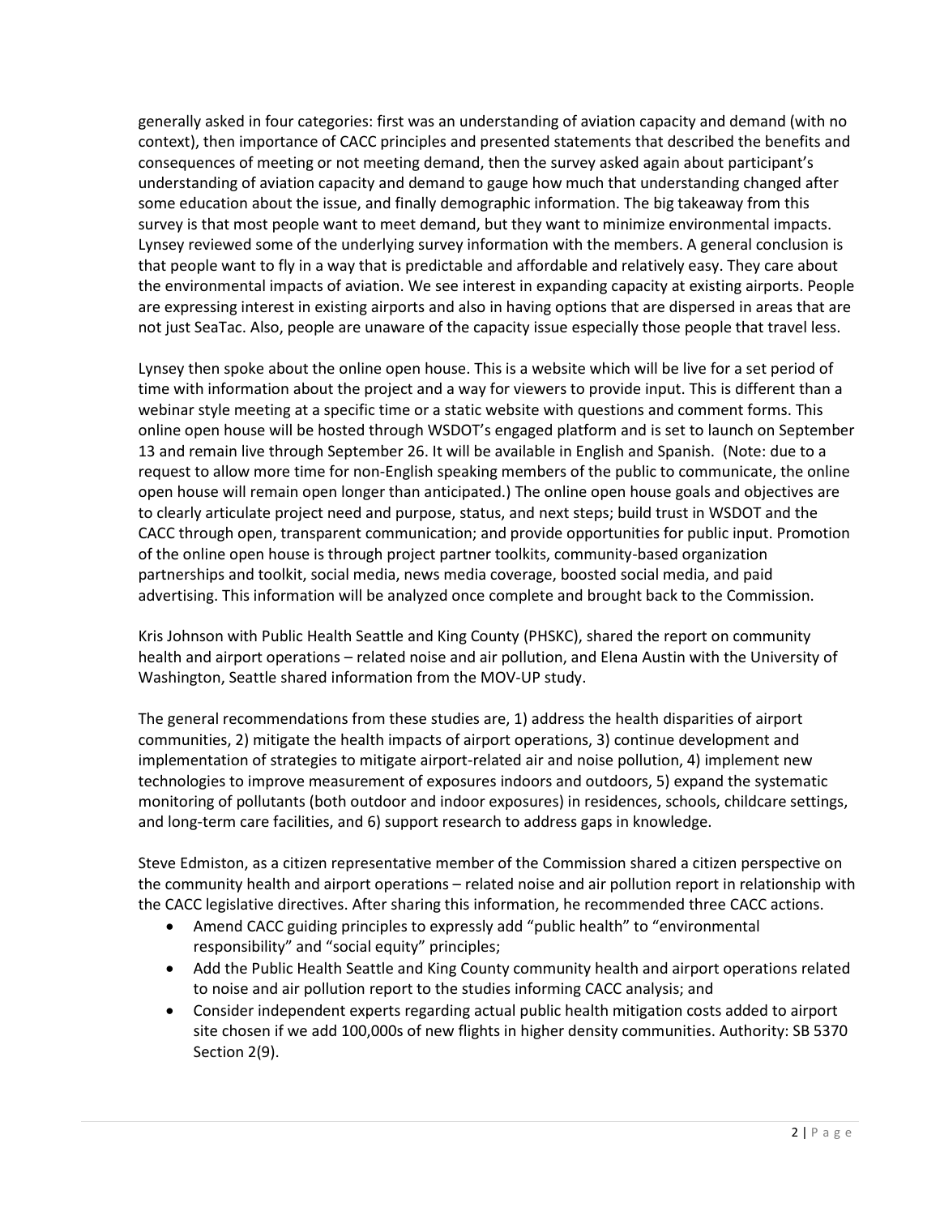generally asked in four categories: first was an understanding of aviation capacity and demand (with no context), then importance of CACC principles and presented statements that described the benefits and consequences of meeting or not meeting demand, then the survey asked again about participant's understanding of aviation capacity and demand to gauge how much that understanding changed after some education about the issue, and finally demographic information. The big takeaway from this survey is that most people want to meet demand, but they want to minimize environmental impacts. Lynsey reviewed some of the underlying survey information with the members. A general conclusion is that people want to fly in a way that is predictable and affordable and relatively easy. They care about the environmental impacts of aviation. We see interest in expanding capacity at existing airports. People are expressing interest in existing airports and also in having options that are dispersed in areas that are not just SeaTac. Also, people are unaware of the capacity issue especially those people that travel less.

Lynsey then spoke about the online open house. This is a website which will be live for a set period of time with information about the project and a way for viewers to provide input. This is different than a webinar style meeting at a specific time or a static website with questions and comment forms. This online open house will be hosted through WSDOT's engaged platform and is set to launch on September 13 and remain live through September 26. It will be available in English and Spanish. (Note: due to a request to allow more time for non-English speaking members of the public to communicate, the online open house will remain open longer than anticipated.) The online open house goals and objectives are to clearly articulate project need and purpose, status, and next steps; build trust in WSDOT and the CACC through open, transparent communication; and provide opportunities for public input. Promotion of the online open house is through project partner toolkits, community-based organization partnerships and toolkit, social media, news media coverage, boosted social media, and paid advertising. This information will be analyzed once complete and brought back to the Commission.

Kris Johnson with Public Health Seattle and King County (PHSKC), shared the report on community health and airport operations – related noise and air pollution, and Elena Austin with the University of Washington, Seattle shared information from the MOV-UP study.

The general recommendations from these studies are, 1) address the health disparities of airport communities, 2) mitigate the health impacts of airport operations, 3) continue development and implementation of strategies to mitigate airport-related air and noise pollution, 4) implement new technologies to improve measurement of exposures indoors and outdoors, 5) expand the systematic monitoring of pollutants (both outdoor and indoor exposures) in residences, schools, childcare settings, and long-term care facilities, and 6) support research to address gaps in knowledge.

Steve Edmiston, as a citizen representative member of the Commission shared a citizen perspective on the community health and airport operations – related noise and air pollution report in relationship with the CACC legislative directives. After sharing this information, he recommended three CACC actions.

- Amend CACC guiding principles to expressly add "public health" to "environmental responsibility" and "social equity" principles;
- Add the Public Health Seattle and King County community health and airport operations related to noise and air pollution report to the studies informing CACC analysis; and
- Consider independent experts regarding actual public health mitigation costs added to airport site chosen if we add 100,000s of new flights in higher density communities. Authority: SB 5370 Section 2(9).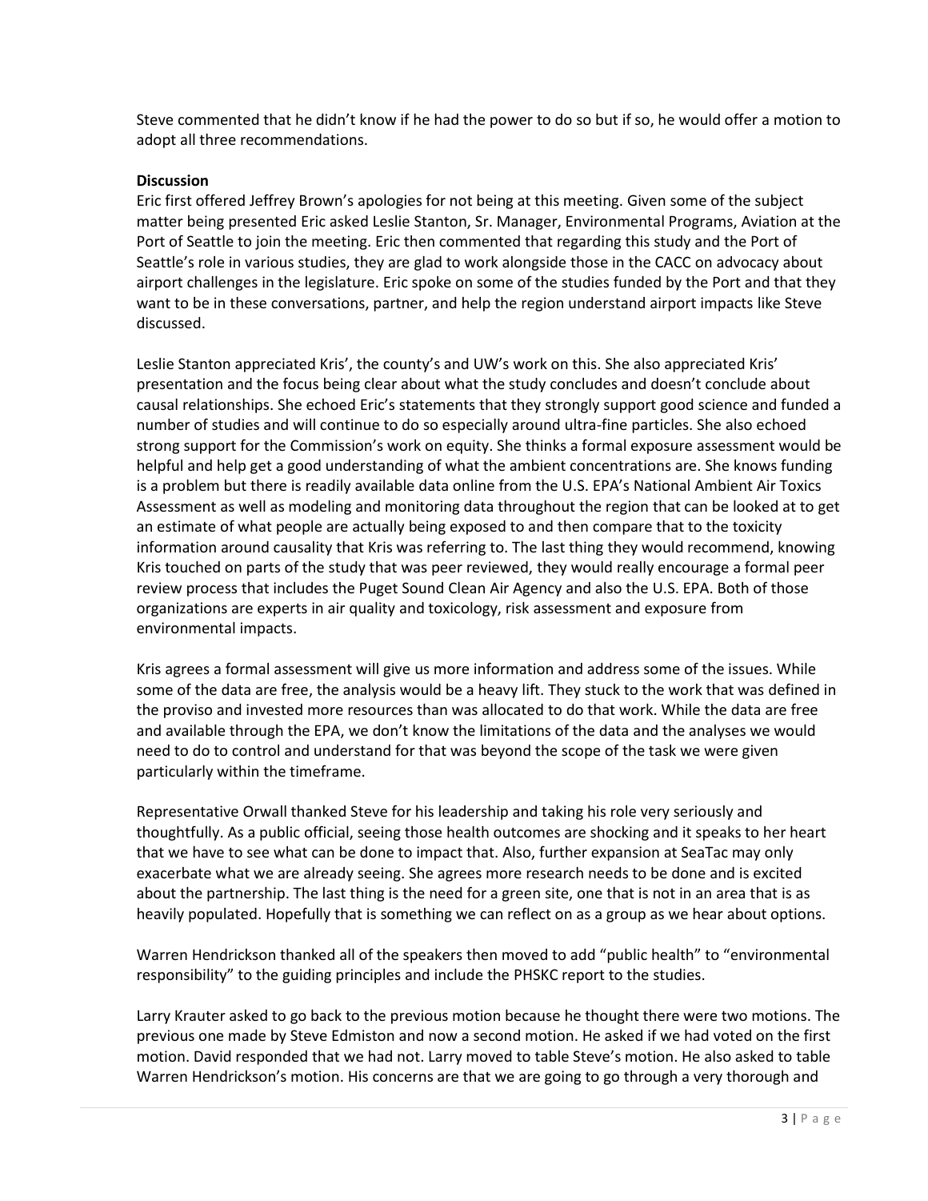Steve commented that he didn't know if he had the power to do so but if so, he would offer a motion to adopt all three recommendations.

**Discussion**

Eric first offered Jeffrey Brown's apologies for not being at this meeting. Given some of the subject matter being presented Eric asked Leslie Stanton, Sr. Manager, Environmental Programs, Aviation at the Port of Seattle to join the meeting. Eric then commented that regarding this study and the Port of Seattle's role in various studies, they are glad to work alongside those in the CACC on advocacy about airport challenges in the legislature. Eric spoke on some of the studies funded by the Port and that they want to be in these conversations, partner, and help the region understand airport impacts like Steve discussed.

Leslie Stanton appreciated Kris', the county's and UW's work on this. She also appreciated Kris' presentation and the focus being clear about what the study concludes and doesn't conclude about causal relationships. She echoed Eric's statements that they strongly support good science and funded a number of studies and will continue to do so especially around ultra-fine particles. She also echoed strong support for the Commission's work on equity. She thinks a formal exposure assessment would be helpful and help get a good understanding of what the ambient concentrations are. She knows funding is a problem but there is readily available data online from the U.S. EPA's National Ambient Air Toxics Assessment as well as modeling and monitoring data throughout the region that can be looked at to get an estimate of what people are actually being exposed to and then compare that to the toxicity information around causality that Kris was referring to. The last thing they would recommend, knowing Kris touched on parts of the study that was peer reviewed, they would really encourage a formal peer review process that includes the Puget Sound Clean Air Agency and also the U.S. EPA. Both of those organizations are experts in air quality and toxicology, risk assessment and exposure from environmental impacts.

Kris agrees a formal assessment will give us more information and address some of the issues. While some of the data are free, the analysis would be a heavy lift. They stuck to the work that was defined in the proviso and invested more resources than was allocated to do that work. While the data are free and available through the EPA, we don't know the limitations of the data and the analyses we would need to do to control and understand for that was beyond the scope of the task we were given particularly within the timeframe.

Representative Orwall thanked Steve for his leadership and taking his role very seriously and thoughtfully. As a public official, seeing those health outcomes are shocking and it speaks to her heart that we have to see what can be done to impact that. Also, further expansion at SeaTac may only exacerbate what we are already seeing. She agrees more research needs to be done and is excited about the partnership. The last thing is the need for a green site, one that is not in an area that is as heavily populated. Hopefully that is something we can reflect on as a group as we hear about options.

Warren Hendrickson thanked all of the speakers then moved to add "public health" to "environmental responsibility" to the guiding principles and include the PHSKC report to the studies.

Larry Krauter asked to go back to the previous motion because he thought there were two motions. The previous one made by Steve Edmiston and now a second motion. He asked if we had voted on the first motion. David responded that we had not. Larry moved to table Steve's motion. He also asked to table Warren Hendrickson's motion. His concerns are that we are going to go through a very thorough and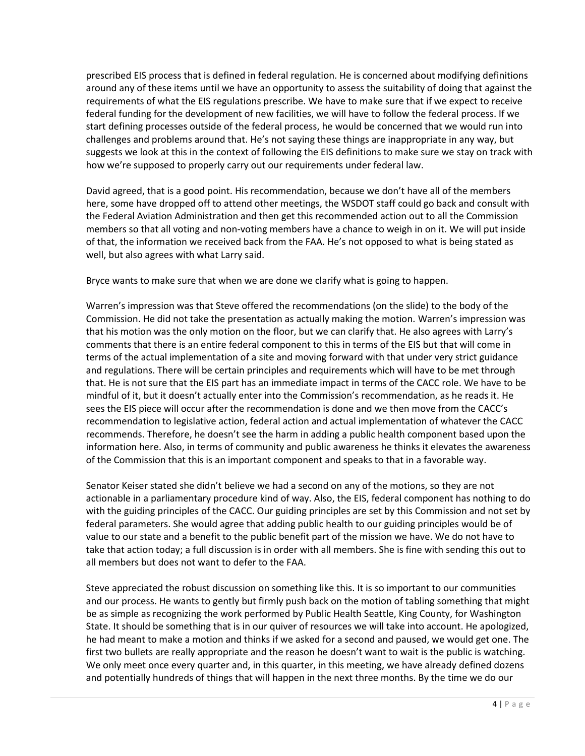prescribed EIS process that is defined in federal regulation. He is concerned about modifying definitions around any of these items until we have an opportunity to assess the suitability of doing that against the requirements of what the EIS regulations prescribe. We have to make sure that if we expect to receive federal funding for the development of new facilities, we will have to follow the federal process. If we start defining processes outside of the federal process, he would be concerned that we would run into challenges and problems around that. He's not saying these things are inappropriate in any way, but suggests we look at this in the context of following the EIS definitions to make sure we stay on track with how we're supposed to properly carry out our requirements under federal law.

David agreed, that is a good point. His recommendation, because we don't have all of the members here, some have dropped off to attend other meetings, the WSDOT staff could go back and consult with the Federal Aviation Administration and then get this recommended action out to all the Commission members so that all voting and non-voting members have a chance to weigh in on it. We will put inside of that, the information we received back from the FAA. He's not opposed to what is being stated as well, but also agrees with what Larry said.

Bryce wants to make sure that when we are done we clarify what is going to happen.

Warren's impression was that Steve offered the recommendations (on the slide) to the body of the Commission. He did not take the presentation as actually making the motion. Warren's impression was that his motion was the only motion on the floor, but we can clarify that. He also agrees with Larry's comments that there is an entire federal component to this in terms of the EIS but that will come in terms of the actual implementation of a site and moving forward with that under very strict guidance and regulations. There will be certain principles and requirements which will have to be met through that. He is not sure that the EIS part has an immediate impact in terms of the CACC role. We have to be mindful of it, but it doesn't actually enter into the Commission's recommendation, as he reads it. He sees the EIS piece will occur after the recommendation is done and we then move from the CACC's recommendation to legislative action, federal action and actual implementation of whatever the CACC recommends. Therefore, he doesn't see the harm in adding a public health component based upon the information here. Also, in terms of community and public awareness he thinks it elevates the awareness of the Commission that this is an important component and speaks to that in a favorable way.

Senator Keiser stated she didn't believe we had a second on any of the motions, so they are not actionable in a parliamentary procedure kind of way. Also, the EIS, federal component has nothing to do with the guiding principles of the CACC. Our guiding principles are set by this Commission and not set by federal parameters. She would agree that adding public health to our guiding principles would be of value to our state and a benefit to the public benefit part of the mission we have. We do not have to take that action today; a full discussion is in order with all members. She is fine with sending this out to all members but does not want to defer to the FAA.

Steve appreciated the robust discussion on something like this. It is so important to our communities and our process. He wants to gently but firmly push back on the motion of tabling something that might be as simple as recognizing the work performed by Public Health Seattle, King County, for Washington State. It should be something that is in our quiver of resources we will take into account. He apologized, he had meant to make a motion and thinks if we asked for a second and paused, we would get one. The first two bullets are really appropriate and the reason he doesn't want to wait is the public is watching. We only meet once every quarter and, in this quarter, in this meeting, we have already defined dozens and potentially hundreds of things that will happen in the next three months. By the time we do our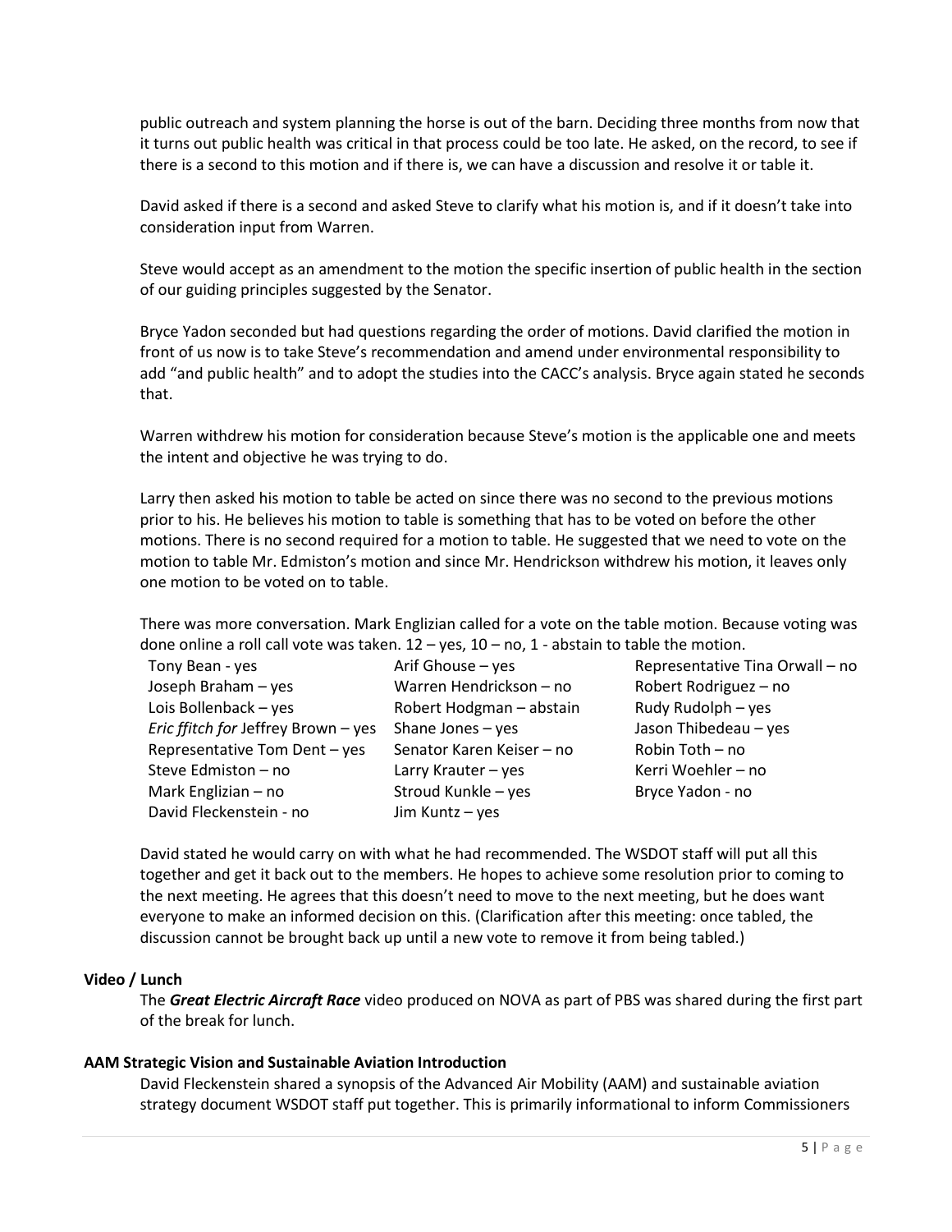public outreach and system planning the horse is out of the barn. Deciding three months from now that it turns out public health was critical in that process could be too late. He asked, on the record, to see if there is a second to this motion and if there is, we can have a discussion and resolve it or table it.

David asked if there is a second and asked Steve to clarify what his motion is, and if it doesn't take into consideration input from Warren.

Steve would accept as an amendment to the motion the specific insertion of public health in the section of our guiding principles suggested by the Senator.

Bryce Yadon seconded but had questions regarding the order of motions. David clarified the motion in front of us now is to take Steve's recommendation and amend under environmental responsibility to add "and public health" and to adopt the studies into the CACC's analysis. Bryce again stated he seconds that.

Warren withdrew his motion for consideration because Steve's motion is the applicable one and meets the intent and objective he was trying to do.

Larry then asked his motion to table be acted on since there was no second to the previous motions prior to his. He believes his motion to table is something that has to be voted on before the other motions. There is no second required for a motion to table. He suggested that we need to vote on the motion to table Mr. Edmiston's motion and since Mr. Hendrickson withdrew his motion, it leaves only one motion to be voted on to table.

There was more conversation. Mark Englizian called for a vote on the table motion. Because voting was done online a roll call vote was taken. 12 – yes, 10 – no, 1 - abstain to table the motion.

| | | |
|---|---|---|
| Tony Bean - yes | Arif Ghouse – yes | Representative Tina Orwall – no |
| Joseph Braham – yes | Warren Hendrickson – no | Robert Rodriguez – no |
| Lois Bollenback – yes | Robert Hodgman – abstain | Rudy Rudolph – yes |
| *Eric ffitch for* Jeffrey Brown – yes | Shane Jones – yes | Jason Thibedeau – yes |
| Representative Tom Dent – yes | Senator Karen Keiser – no | Robin Toth – no |
| Steve Edmiston – no | Larry Krauter – yes | Kerri Woehler – no |
| Mark Englizian – no | Stroud Kunkle – yes | Bryce Yadon - no |
| David Fleckenstein - no | Jim Kuntz – yes | |

David stated he would carry on with what he had recommended. The WSDOT staff will put all this together and get it back out to the members. He hopes to achieve some resolution prior to coming to the next meeting. He agrees that this doesn't need to move to the next meeting, but he does want everyone to make an informed decision on this. (Clarification after this meeting: once tabled, the discussion cannot be brought back up until a new vote to remove it from being tabled.)

**Video / Lunch**

The ***Great Electric Aircraft Race*** video produced on NOVA as part of PBS was shared during the first part of the break for lunch.

**AAM Strategic Vision and Sustainable Aviation Introduction**

David Fleckenstein shared a synopsis of the Advanced Air Mobility (AAM) and sustainable aviation strategy document WSDOT staff put together. This is primarily informational to inform Commissioners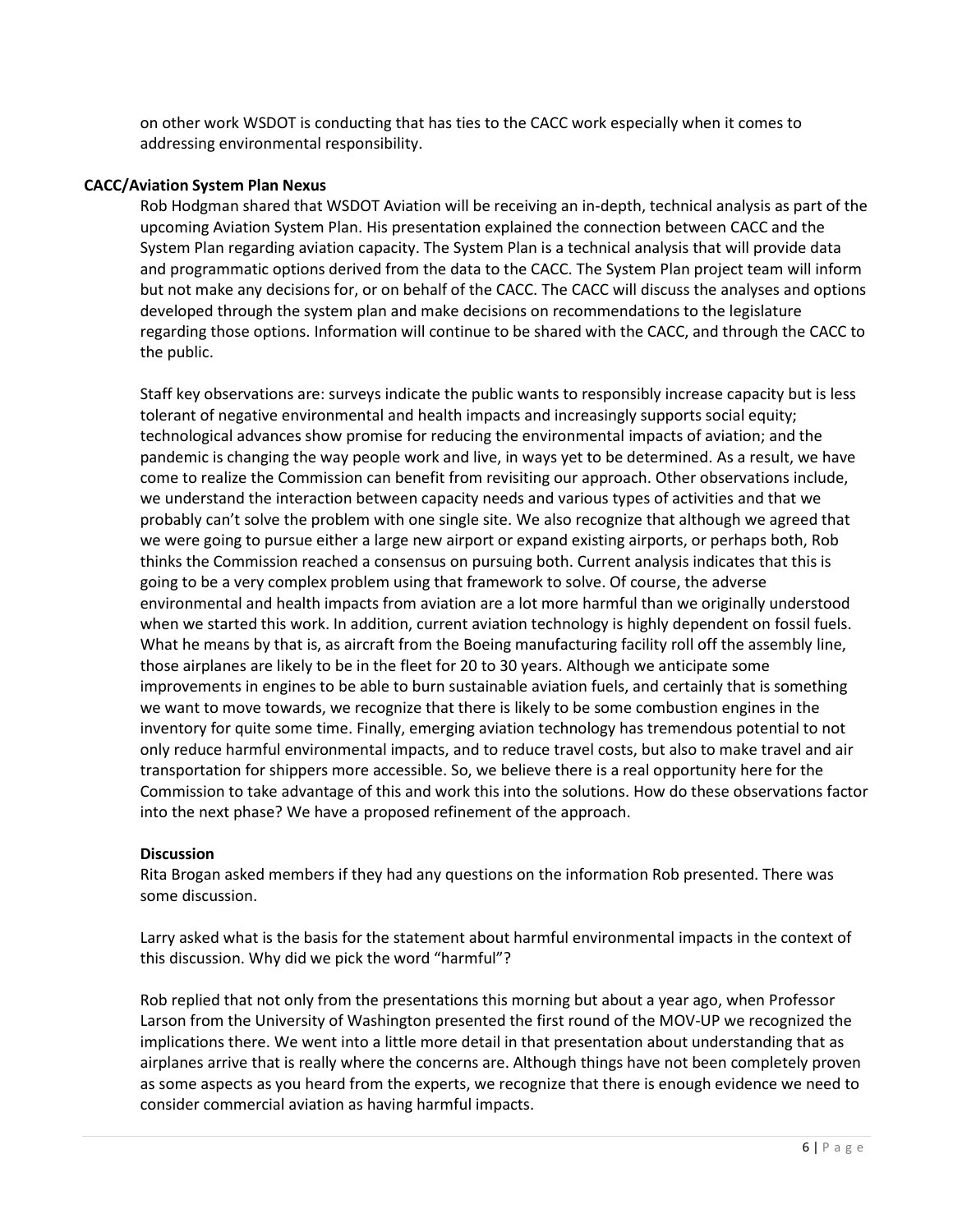on other work WSDOT is conducting that has ties to the CACC work especially when it comes to addressing environmental responsibility.

**CACC/Aviation System Plan Nexus**

Rob Hodgman shared that WSDOT Aviation will be receiving an in-depth, technical analysis as part of the upcoming Aviation System Plan. His presentation explained the connection between CACC and the System Plan regarding aviation capacity. The System Plan is a technical analysis that will provide data and programmatic options derived from the data to the CACC. The System Plan project team will inform but not make any decisions for, or on behalf of the CACC. The CACC will discuss the analyses and options developed through the system plan and make decisions on recommendations to the legislature regarding those options. Information will continue to be shared with the CACC, and through the CACC to the public.

Staff key observations are: surveys indicate the public wants to responsibly increase capacity but is less tolerant of negative environmental and health impacts and increasingly supports social equity; technological advances show promise for reducing the environmental impacts of aviation; and the pandemic is changing the way people work and live, in ways yet to be determined. As a result, we have come to realize the Commission can benefit from revisiting our approach. Other observations include, we understand the interaction between capacity needs and various types of activities and that we probably can't solve the problem with one single site. We also recognize that although we agreed that we were going to pursue either a large new airport or expand existing airports, or perhaps both, Rob thinks the Commission reached a consensus on pursuing both. Current analysis indicates that this is going to be a very complex problem using that framework to solve. Of course, the adverse environmental and health impacts from aviation are a lot more harmful than we originally understood when we started this work. In addition, current aviation technology is highly dependent on fossil fuels. What he means by that is, as aircraft from the Boeing manufacturing facility roll off the assembly line, those airplanes are likely to be in the fleet for 20 to 30 years. Although we anticipate some improvements in engines to be able to burn sustainable aviation fuels, and certainly that is something we want to move towards, we recognize that there is likely to be some combustion engines in the inventory for quite some time. Finally, emerging aviation technology has tremendous potential to not only reduce harmful environmental impacts, and to reduce travel costs, but also to make travel and air transportation for shippers more accessible. So, we believe there is a real opportunity here for the Commission to take advantage of this and work this into the solutions. How do these observations factor into the next phase? We have a proposed refinement of the approach.

**Discussion**

Rita Brogan asked members if they had any questions on the information Rob presented. There was some discussion.

Larry asked what is the basis for the statement about harmful environmental impacts in the context of this discussion. Why did we pick the word "harmful"?

Rob replied that not only from the presentations this morning but about a year ago, when Professor Larson from the University of Washington presented the first round of the MOV-UP we recognized the implications there. We went into a little more detail in that presentation about understanding that as airplanes arrive that is really where the concerns are. Although things have not been completely proven as some aspects as you heard from the experts, we recognize that there is enough evidence we need to consider commercial aviation as having harmful impacts.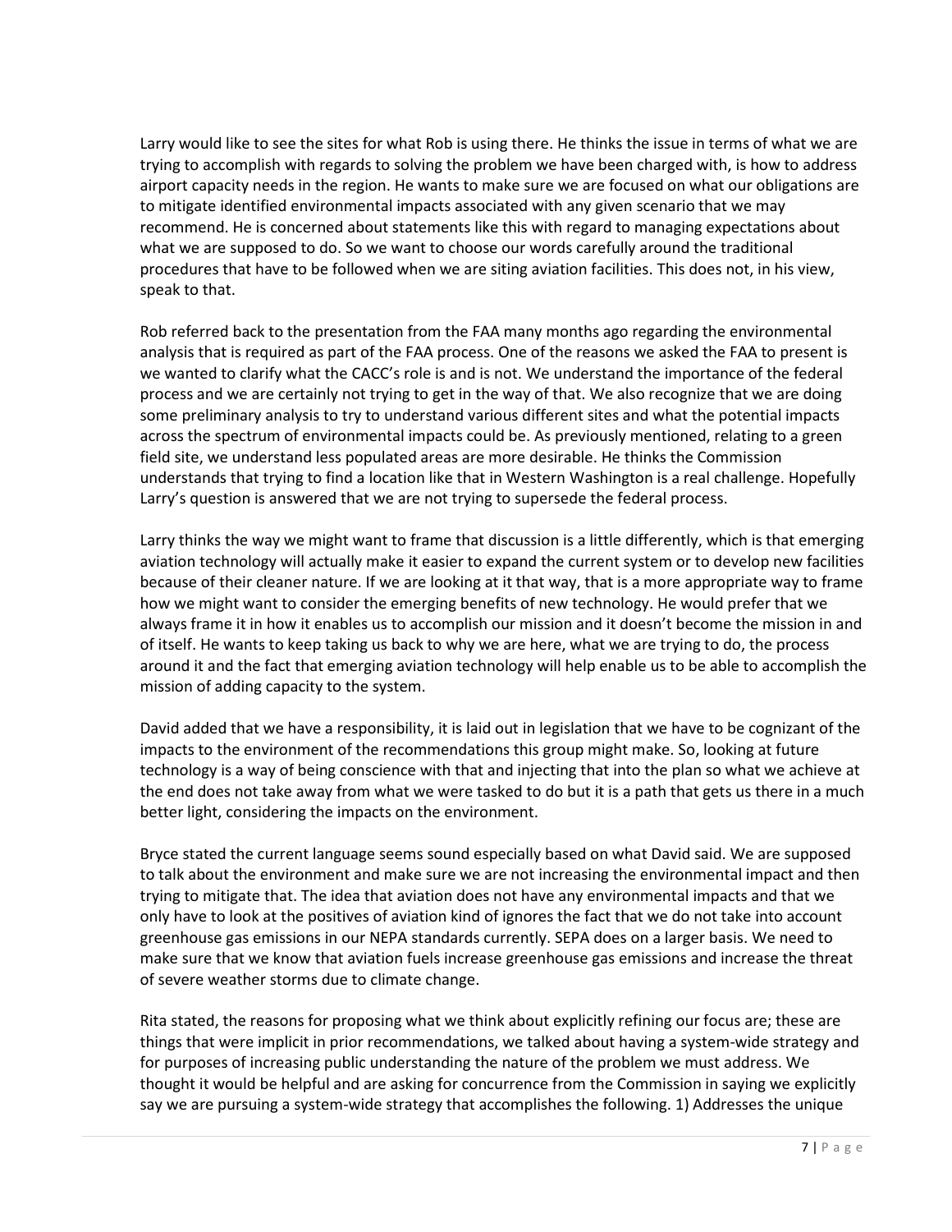Larry would like to see the sites for what Rob is using there. He thinks the issue in terms of what we are trying to accomplish with regards to solving the problem we have been charged with, is how to address airport capacity needs in the region. He wants to make sure we are focused on what our obligations are to mitigate identified environmental impacts associated with any given scenario that we may recommend. He is concerned about statements like this with regard to managing expectations about what we are supposed to do. So we want to choose our words carefully around the traditional procedures that have to be followed when we are siting aviation facilities. This does not, in his view, speak to that.

Rob referred back to the presentation from the FAA many months ago regarding the environmental analysis that is required as part of the FAA process. One of the reasons we asked the FAA to present is we wanted to clarify what the CACC's role is and is not. We understand the importance of the federal process and we are certainly not trying to get in the way of that. We also recognize that we are doing some preliminary analysis to try to understand various different sites and what the potential impacts across the spectrum of environmental impacts could be. As previously mentioned, relating to a green field site, we understand less populated areas are more desirable. He thinks the Commission understands that trying to find a location like that in Western Washington is a real challenge. Hopefully Larry's question is answered that we are not trying to supersede the federal process.

Larry thinks the way we might want to frame that discussion is a little differently, which is that emerging aviation technology will actually make it easier to expand the current system or to develop new facilities because of their cleaner nature. If we are looking at it that way, that is a more appropriate way to frame how we might want to consider the emerging benefits of new technology. He would prefer that we always frame it in how it enables us to accomplish our mission and it doesn't become the mission in and of itself. He wants to keep taking us back to why we are here, what we are trying to do, the process around it and the fact that emerging aviation technology will help enable us to be able to accomplish the mission of adding capacity to the system.

David added that we have a responsibility, it is laid out in legislation that we have to be cognizant of the impacts to the environment of the recommendations this group might make. So, looking at future technology is a way of being conscience with that and injecting that into the plan so what we achieve at the end does not take away from what we were tasked to do but it is a path that gets us there in a much better light, considering the impacts on the environment.

Bryce stated the current language seems sound especially based on what David said. We are supposed to talk about the environment and make sure we are not increasing the environmental impact and then trying to mitigate that. The idea that aviation does not have any environmental impacts and that we only have to look at the positives of aviation kind of ignores the fact that we do not take into account greenhouse gas emissions in our NEPA standards currently. SEPA does on a larger basis. We need to make sure that we know that aviation fuels increase greenhouse gas emissions and increase the threat of severe weather storms due to climate change.

Rita stated, the reasons for proposing what we think about explicitly refining our focus are; these are things that were implicit in prior recommendations, we talked about having a system-wide strategy and for purposes of increasing public understanding the nature of the problem we must address. We thought it would be helpful and are asking for concurrence from the Commission in saying we explicitly say we are pursuing a system-wide strategy that accomplishes the following. 1) Addresses the unique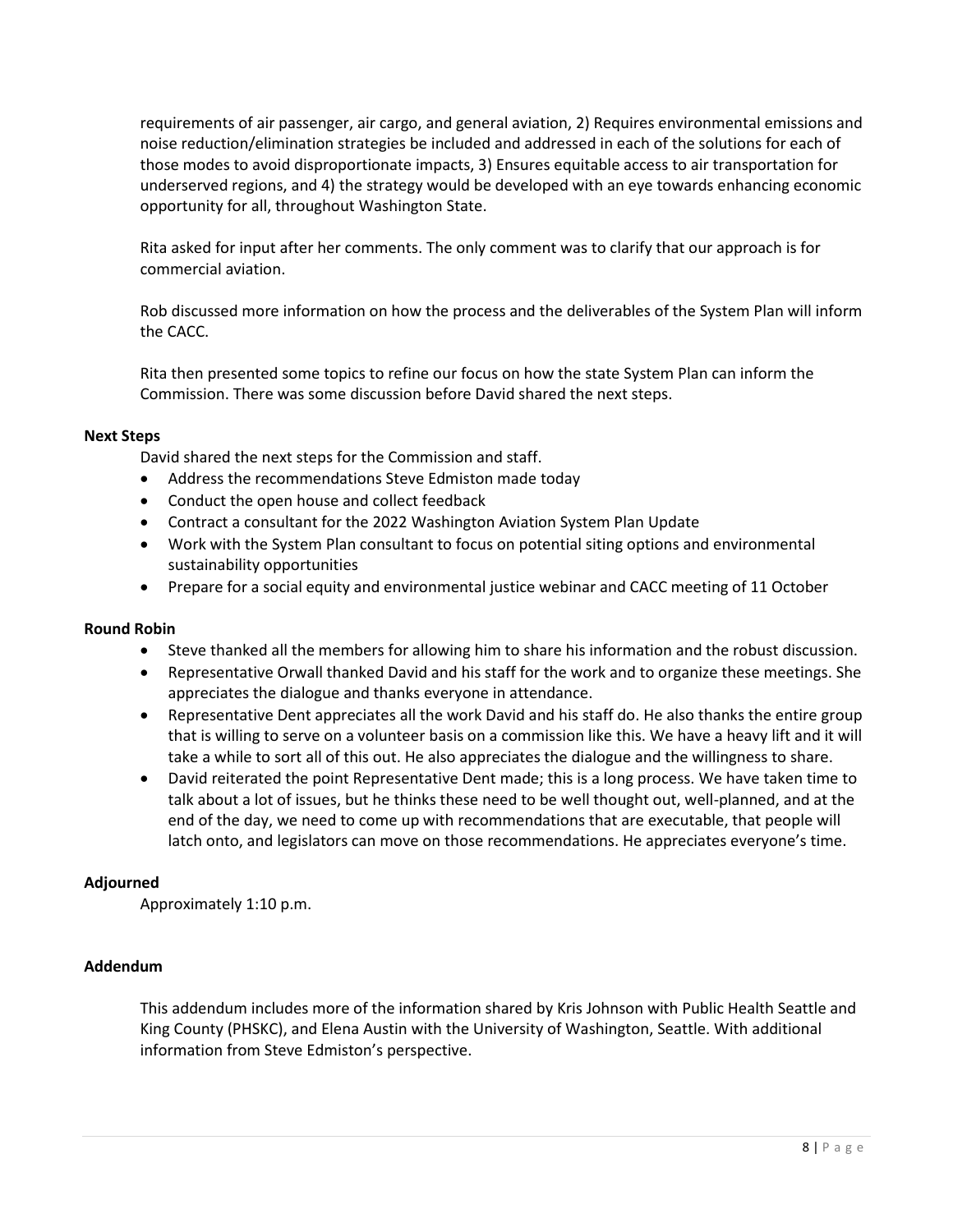requirements of air passenger, air cargo, and general aviation, 2) Requires environmental emissions and noise reduction/elimination strategies be included and addressed in each of the solutions for each of those modes to avoid disproportionate impacts, 3) Ensures equitable access to air transportation for underserved regions, and 4) the strategy would be developed with an eye towards enhancing economic opportunity for all, throughout Washington State.

Rita asked for input after her comments. The only comment was to clarify that our approach is for commercial aviation.

Rob discussed more information on how the process and the deliverables of the System Plan will inform the CACC.

Rita then presented some topics to refine our focus on how the state System Plan can inform the Commission. There was some discussion before David shared the next steps.

**Next Steps**

David shared the next steps for the Commission and staff.

- Address the recommendations Steve Edmiston made today
- Conduct the open house and collect feedback
- Contract a consultant for the 2022 Washington Aviation System Plan Update
- Work with the System Plan consultant to focus on potential siting options and environmental sustainability opportunities
- Prepare for a social equity and environmental justice webinar and CACC meeting of 11 October

**Round Robin**

- Steve thanked all the members for allowing him to share his information and the robust discussion.
- Representative Orwall thanked David and his staff for the work and to organize these meetings. She appreciates the dialogue and thanks everyone in attendance.
- Representative Dent appreciates all the work David and his staff do. He also thanks the entire group that is willing to serve on a volunteer basis on a commission like this. We have a heavy lift and it will take a while to sort all of this out. He also appreciates the dialogue and the willingness to share.
- David reiterated the point Representative Dent made; this is a long process. We have taken time to talk about a lot of issues, but he thinks these need to be well thought out, well-planned, and at the end of the day, we need to come up with recommendations that are executable, that people will latch onto, and legislators can move on those recommendations. He appreciates everyone's time.

**Adjourned**

Approximately 1:10 p.m.

**Addendum**

This addendum includes more of the information shared by Kris Johnson with Public Health Seattle and King County (PHSKC), and Elena Austin with the University of Washington, Seattle. With additional information from Steve Edmiston's perspective.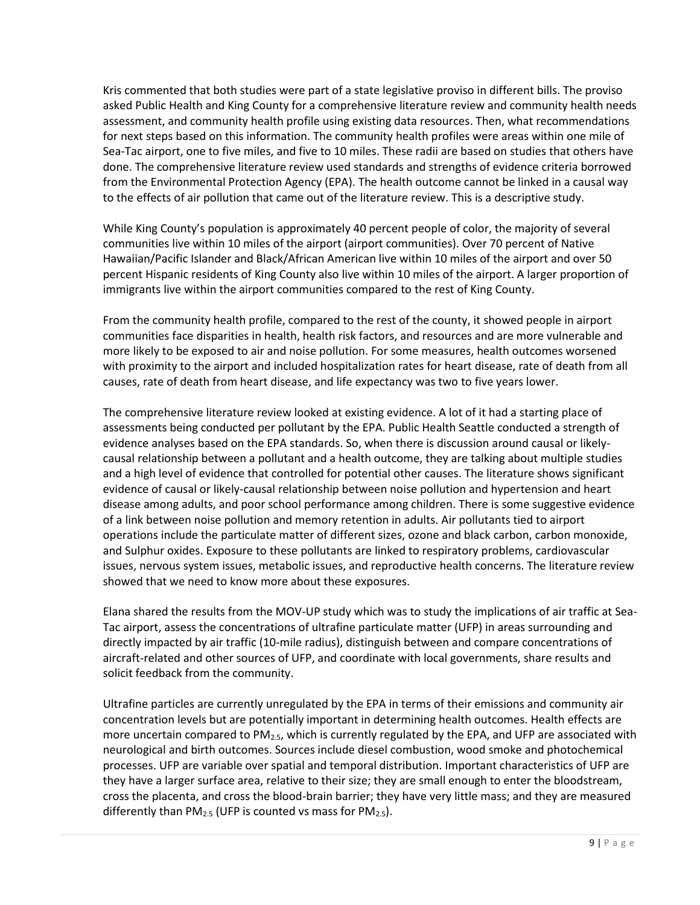Kris commented that both studies were part of a state legislative proviso in different bills. The proviso asked Public Health and King County for a comprehensive literature review and community health needs assessment, and community health profile using existing data resources. Then, what recommendations for next steps based on this information. The community health profiles were areas within one mile of Sea-Tac airport, one to five miles, and five to 10 miles. These radii are based on studies that others have done. The comprehensive literature review used standards and strengths of evidence criteria borrowed from the Environmental Protection Agency (EPA). The health outcome cannot be linked in a causal way to the effects of air pollution that came out of the literature review. This is a descriptive study.

While King County's population is approximately 40 percent people of color, the majority of several communities live within 10 miles of the airport (airport communities). Over 70 percent of Native Hawaiian/Pacific Islander and Black/African American live within 10 miles of the airport and over 50 percent Hispanic residents of King County also live within 10 miles of the airport. A larger proportion of immigrants live within the airport communities compared to the rest of King County.

From the community health profile, compared to the rest of the county, it showed people in airport communities face disparities in health, health risk factors, and resources and are more vulnerable and more likely to be exposed to air and noise pollution. For some measures, health outcomes worsened with proximity to the airport and included hospitalization rates for heart disease, rate of death from all causes, rate of death from heart disease, and life expectancy was two to five years lower.

The comprehensive literature review looked at existing evidence. A lot of it had a starting place of assessments being conducted per pollutant by the EPA. Public Health Seattle conducted a strength of evidence analyses based on the EPA standards. So, when there is discussion around causal or likely-causal relationship between a pollutant and a health outcome, they are talking about multiple studies and a high level of evidence that controlled for potential other causes. The literature shows significant evidence of causal or likely-causal relationship between noise pollution and hypertension and heart disease among adults, and poor school performance among children. There is some suggestive evidence of a link between noise pollution and memory retention in adults. Air pollutants tied to airport operations include the particulate matter of different sizes, ozone and black carbon, carbon monoxide, and Sulphur oxides. Exposure to these pollutants are linked to respiratory problems, cardiovascular issues, nervous system issues, metabolic issues, and reproductive health concerns. The literature review showed that we need to know more about these exposures.

Elana shared the results from the MOV-UP study which was to study the implications of air traffic at Sea-Tac airport, assess the concentrations of ultrafine particulate matter (UFP) in areas surrounding and directly impacted by air traffic (10-mile radius), distinguish between and compare concentrations of aircraft-related and other sources of UFP, and coordinate with local governments, share results and solicit feedback from the community.

Ultrafine particles are currently unregulated by the EPA in terms of their emissions and community air concentration levels but are potentially important in determining health outcomes. Health effects are more uncertain compared to $PM_{2.5}$, which is currently regulated by the EPA, and UFP are associated with neurological and birth outcomes. Sources include diesel combustion, wood smoke and photochemical processes. UFP are variable over spatial and temporal distribution. Important characteristics of UFP are they have a larger surface area, relative to their size; they are small enough to enter the bloodstream, cross the placenta, and cross the blood-brain barrier; they have very little mass; and they are measured differently than $PM_{2.5}$ (UFP is counted vs mass for $PM_{2.5}$).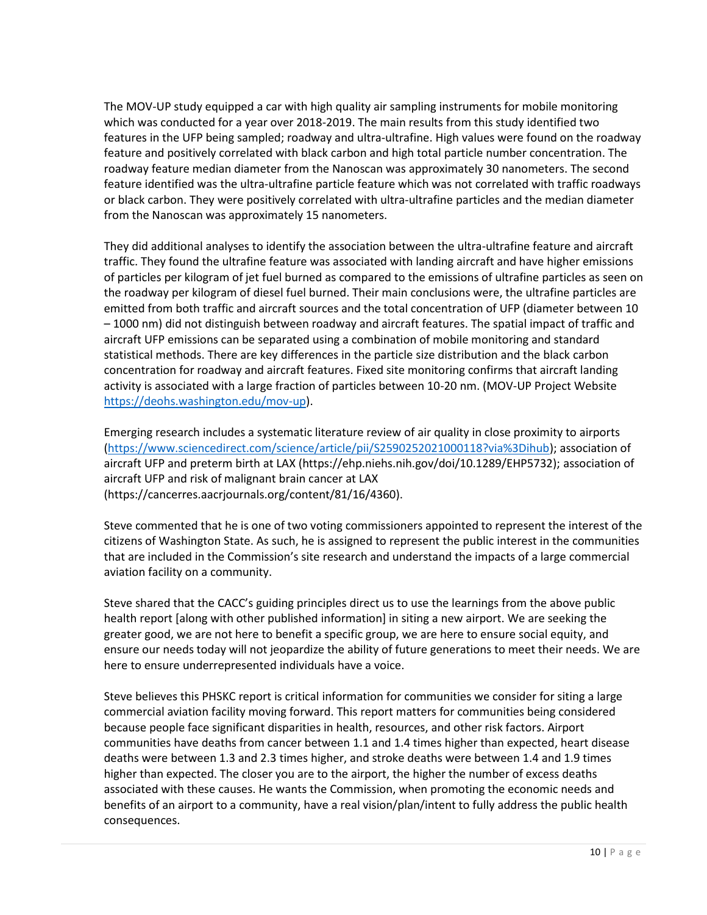The MOV-UP study equipped a car with high quality air sampling instruments for mobile monitoring which was conducted for a year over 2018-2019. The main results from this study identified two features in the UFP being sampled; roadway and ultra-ultrafine. High values were found on the roadway feature and positively correlated with black carbon and high total particle number concentration. The roadway feature median diameter from the Nanoscan was approximately 30 nanometers. The second feature identified was the ultra-ultrafine particle feature which was not correlated with traffic roadways or black carbon. They were positively correlated with ultra-ultrafine particles and the median diameter from the Nanoscan was approximately 15 nanometers.

They did additional analyses to identify the association between the ultra-ultrafine feature and aircraft traffic. They found the ultrafine feature was associated with landing aircraft and have higher emissions of particles per kilogram of jet fuel burned as compared to the emissions of ultrafine particles as seen on the roadway per kilogram of diesel fuel burned. Their main conclusions were, the ultrafine particles are emitted from both traffic and aircraft sources and the total concentration of UFP (diameter between 10 – 1000 nm) did not distinguish between roadway and aircraft features. The spatial impact of traffic and aircraft UFP emissions can be separated using a combination of mobile monitoring and standard statistical methods. There are key differences in the particle size distribution and the black carbon concentration for roadway and aircraft features. Fixed site monitoring confirms that aircraft landing activity is associated with a large fraction of particles between 10-20 nm. (MOV-UP Project Website [https://deohs.washington.edu/mov-up](https://deohs.washington.edu/mov-up)).

Emerging research includes a systematic literature review of air quality in close proximity to airports ([https://www.sciencedirect.com/science/article/pii/S2590252021000118?via%3Dihub](https://www.sciencedirect.com/science/article/pii/S2590252021000118?via%3Dihub)); association of aircraft UFP and preterm birth at LAX (https://ehp.niehs.nih.gov/doi/10.1289/EHP5732); association of aircraft UFP and risk of malignant brain cancer at LAX (https://cancerres.aacrjournals.org/content/81/16/4360).

Steve commented that he is one of two voting commissioners appointed to represent the interest of the citizens of Washington State. As such, he is assigned to represent the public interest in the communities that are included in the Commission's site research and understand the impacts of a large commercial aviation facility on a community.

Steve shared that the CACC's guiding principles direct us to use the learnings from the above public health report [along with other published information] in siting a new airport. We are seeking the greater good, we are not here to benefit a specific group, we are here to ensure social equity, and ensure our needs today will not jeopardize the ability of future generations to meet their needs. We are here to ensure underrepresented individuals have a voice.

Steve believes this PHSKC report is critical information for communities we consider for siting a large commercial aviation facility moving forward. This report matters for communities being considered because people face significant disparities in health, resources, and other risk factors. Airport communities have deaths from cancer between 1.1 and 1.4 times higher than expected, heart disease deaths were between 1.3 and 2.3 times higher, and stroke deaths were between 1.4 and 1.9 times higher than expected. The closer you are to the airport, the higher the number of excess deaths associated with these causes. He wants the Commission, when promoting the economic needs and benefits of an airport to a community, have a real vision/plan/intent to fully address the public health consequences.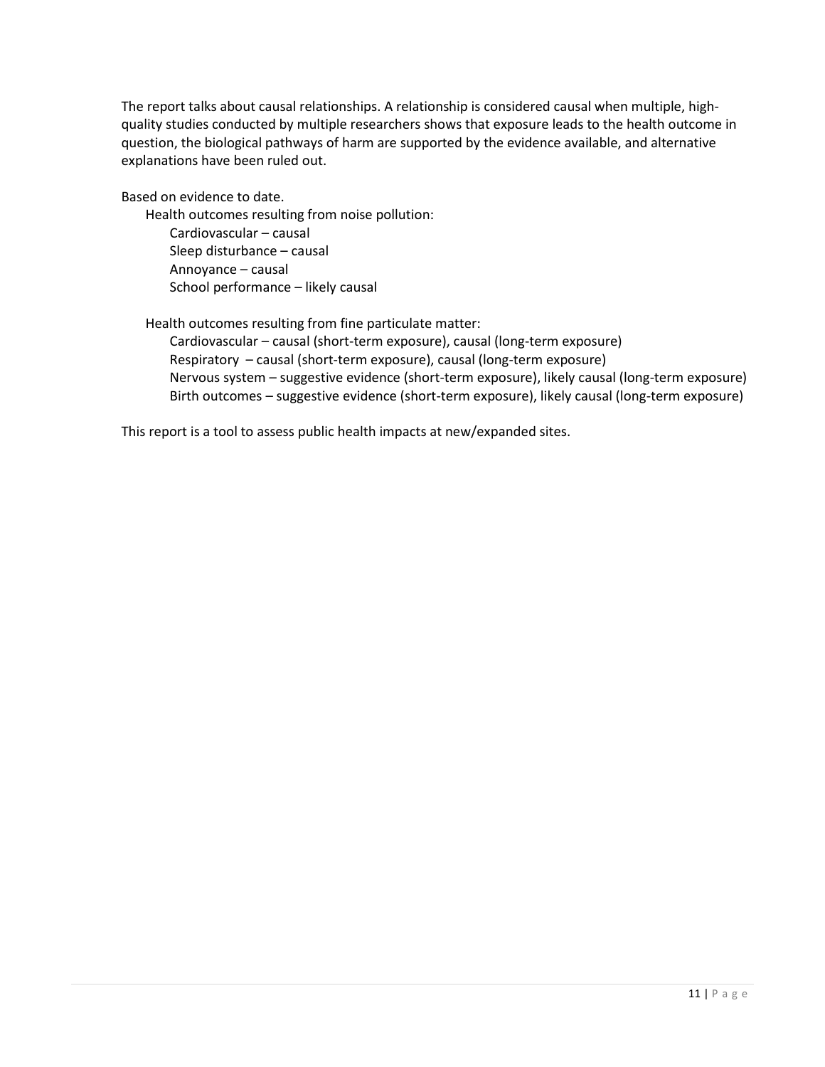The report talks about causal relationships. A relationship is considered causal when multiple, high-quality studies conducted by multiple researchers shows that exposure leads to the health outcome in question, the biological pathways of harm are supported by the evidence available, and alternative explanations have been ruled out.

Based on evidence to date.

- Health outcomes resulting from noise pollution:
  - Cardiovascular – causal
  - Sleep disturbance – causal
  - Annoyance – causal
  - School performance – likely causal

- Health outcomes resulting from fine particulate matter:
  - Cardiovascular – causal (short-term exposure), causal (long-term exposure)
  - Respiratory – causal (short-term exposure), causal (long-term exposure)
  - Nervous system – suggestive evidence (short-term exposure), likely causal (long-term exposure)
  - Birth outcomes – suggestive evidence (short-term exposure), likely causal (long-term exposure)

This report is a tool to assess public health impacts at new/expanded sites.